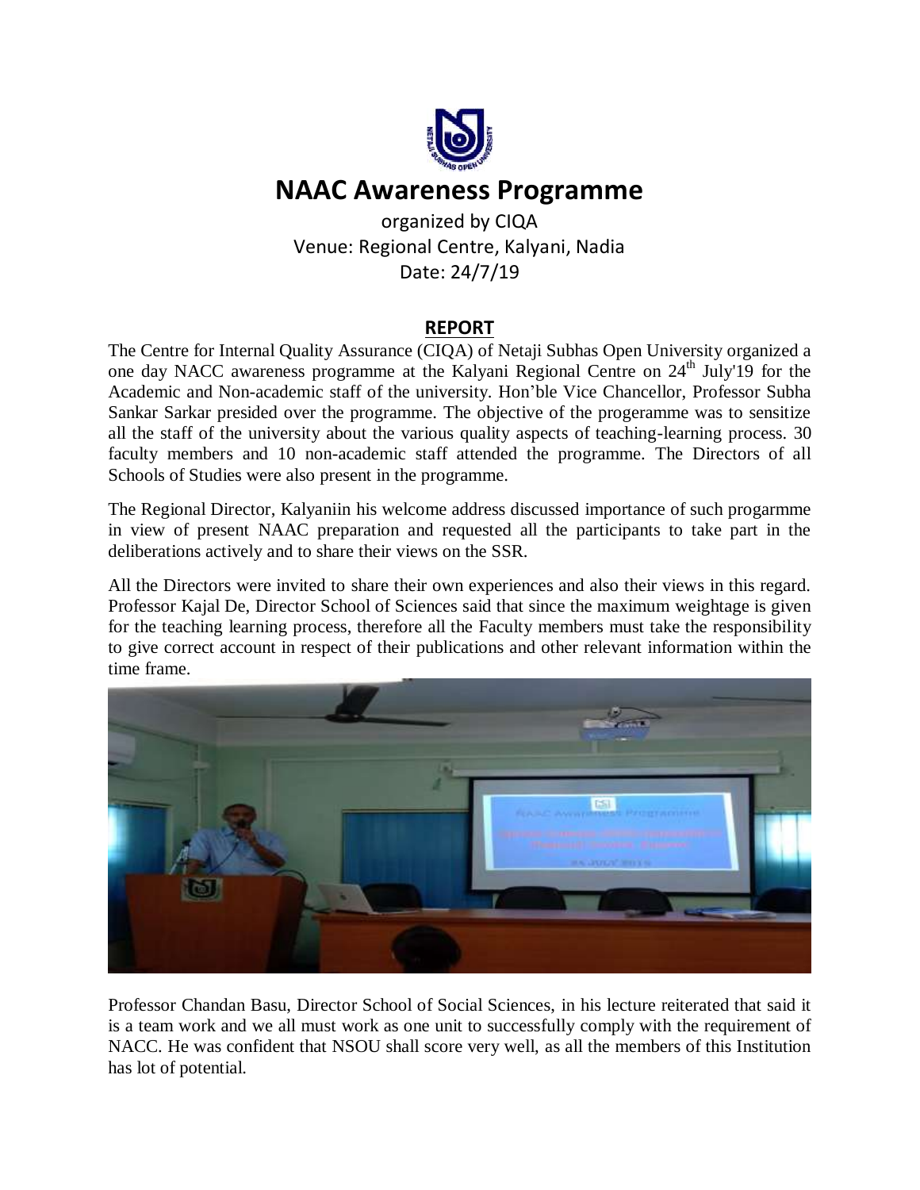# NAAC Awareness Programme

organized by CIQA
Venue: Regional Centre, Kalyani, Nadia
Date: 24/7/19

## REPORT

The Centre for Internal Quality Assurance (CIQA) of Netaji Subhas Open University organized a one day NACC awareness programme at the Kalyani Regional Centre on 24th July'19 for the Academic and Non-academic staff of the university. Hon'ble Vice Chancellor, Professor Subha Sankar Sarkar presided over the programme. The objective of the progeramme was to sensitize all the staff of the university about the various quality aspects of teaching-learning process. 30 faculty members and 10 non-academic staff attended the programme. The Directors of all Schools of Studies were also present in the programme.

The Regional Director, Kalyaniin his welcome address discussed importance of such progarmme in view of present NAAC preparation and requested all the participants to take part in the deliberations actively and to share their views on the SSR.

All the Directors were invited to share their own experiences and also their views in this regard. Professor Kajal De, Director School of Sciences said that since the maximum weightage is given for the teaching learning process, therefore all the Faculty members must take the responsibility to give correct account in respect of their publications and other relevant information within the time frame.

Professor Chandan Basu, Director School of Social Sciences, in his lecture reiterated that said it is a team work and we all must work as one unit to successfully comply with the requirement of NACC. He was confident that NSOU shall score very well, as all the members of this Institution has lot of potential.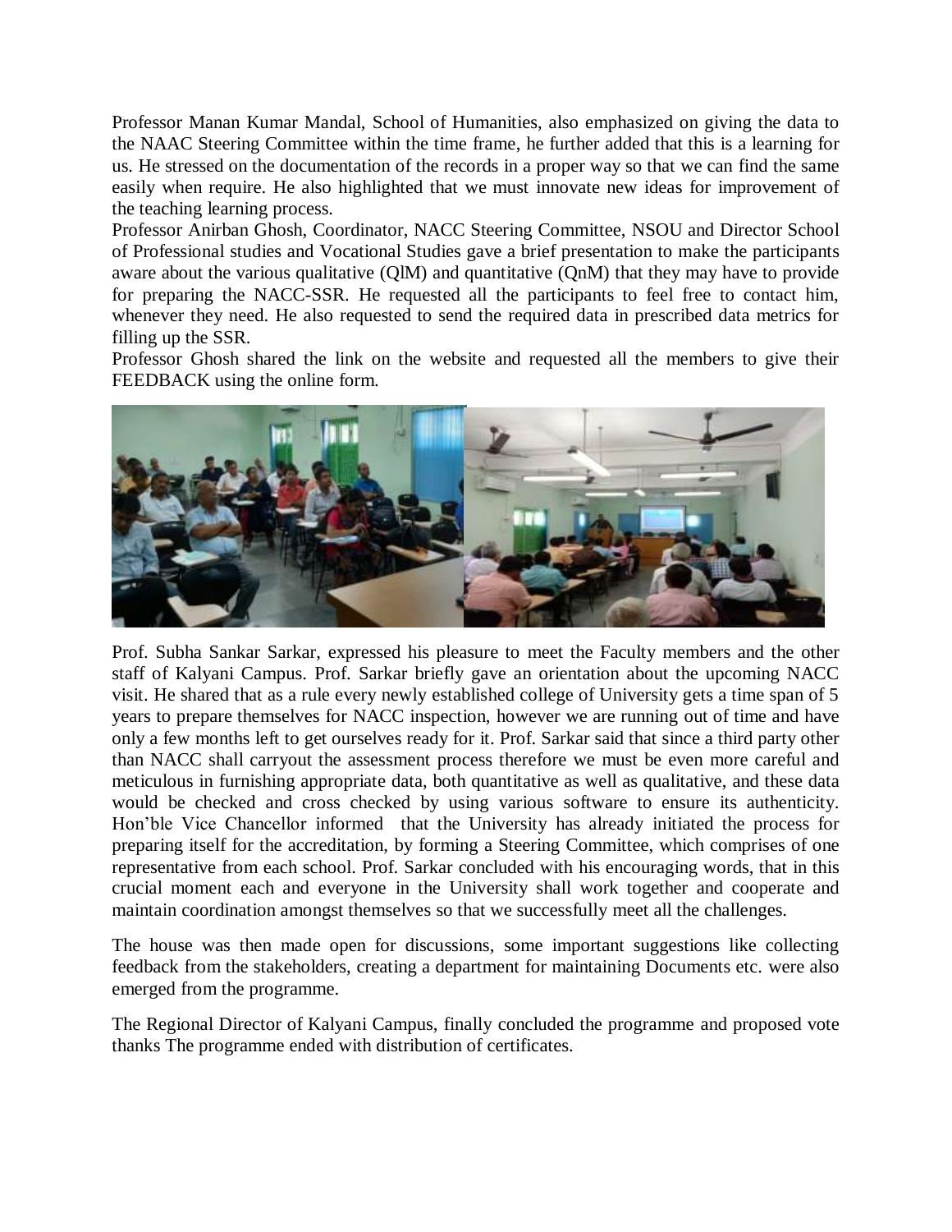Professor Manan Kumar Mandal, School of Humanities, also emphasized on giving the data to the NAAC Steering Committee within the time frame, he further added that this is a learning for us. He stressed on the documentation of the records in a proper way so that we can find the same easily when require. He also highlighted that we must innovate new ideas for improvement of the teaching learning process.

Professor Anirban Ghosh, Coordinator, NACC Steering Committee, NSOU and Director School of Professional studies and Vocational Studies gave a brief presentation to make the participants aware about the various qualitative (QlM) and quantitative (QnM) that they may have to provide for preparing the NACC-SSR. He requested all the participants to feel free to contact him, whenever they need. He also requested to send the required data in prescribed data metrics for filling up the SSR.

Professor Ghosh shared the link on the website and requested all the members to give their FEEDBACK using the online form.

Prof. Subha Sankar Sarkar, expressed his pleasure to meet the Faculty members and the other staff of Kalyani Campus. Prof. Sarkar briefly gave an orientation about the upcoming NACC visit. He shared that as a rule every newly established college of University gets a time span of 5 years to prepare themselves for NACC inspection, however we are running out of time and have only a few months left to get ourselves ready for it. Prof. Sarkar said that since a third party other than NACC shall carryout the assessment process therefore we must be even more careful and meticulous in furnishing appropriate data, both quantitative as well as qualitative, and these data would be checked and cross checked by using various software to ensure its authenticity. Hon'ble Vice Chancellor informed that the University has already initiated the process for preparing itself for the accreditation, by forming a Steering Committee, which comprises of one representative from each school. Prof. Sarkar concluded with his encouraging words, that in this crucial moment each and everyone in the University shall work together and cooperate and maintain coordination amongst themselves so that we successfully meet all the challenges.

The house was then made open for discussions, some important suggestions like collecting feedback from the stakeholders, creating a department for maintaining Documents etc. were also emerged from the programme.

The Regional Director of Kalyani Campus, finally concluded the programme and proposed vote thanks The programme ended with distribution of certificates.